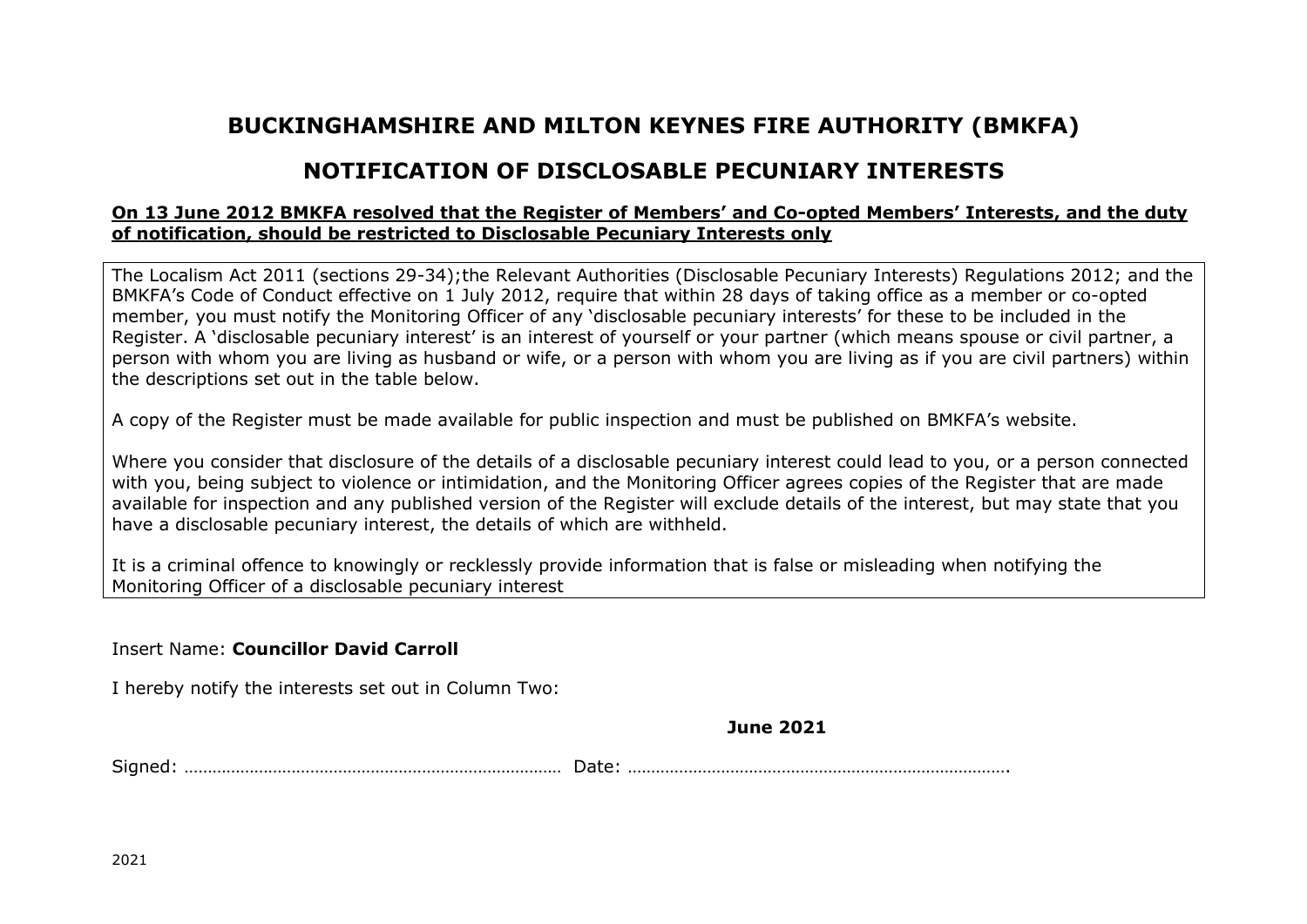# BUCKINGHAMSHIRE AND MILTON KEYNES FIRE AUTHORITY (BMKFA)

## NOTIFICATION OF DISCLOSABLE PECUNIARY INTERESTS

**On 13 June 2012 BMKFA resolved that the Register of Members' and Co-opted Members' Interests, and the duty of notification, should be restricted to Disclosable Pecuniary Interests only**

The Localism Act 2011 (sections 29-34);the Relevant Authorities (Disclosable Pecuniary Interests) Regulations 2012; and the BMKFA's Code of Conduct effective on 1 July 2012, require that within 28 days of taking office as a member or co-opted member, you must notify the Monitoring Officer of any 'disclosable pecuniary interests' for these to be included in the Register. A 'disclosable pecuniary interest' is an interest of yourself or your partner (which means spouse or civil partner, a person with whom you are living as husband or wife, or a person with whom you are living as if you are civil partners) within the descriptions set out in the table below.

A copy of the Register must be made available for public inspection and must be published on BMKFA's website.

Where you consider that disclosure of the details of a disclosable pecuniary interest could lead to you, or a person connected with you, being subject to violence or intimidation, and the Monitoring Officer agrees copies of the Register that are made available for inspection and any published version of the Register will exclude details of the interest, but may state that you have a disclosable pecuniary interest, the details of which are withheld.

It is a criminal offence to knowingly or recklessly provide information that is false or misleading when notifying the Monitoring Officer of a disclosable pecuniary interest

Insert Name: **Councillor David Carroll**

I hereby notify the interests set out in Column Two:

**June 2021**

Signed: ………………………………………………………………………… Date: ………………………………………………………………………….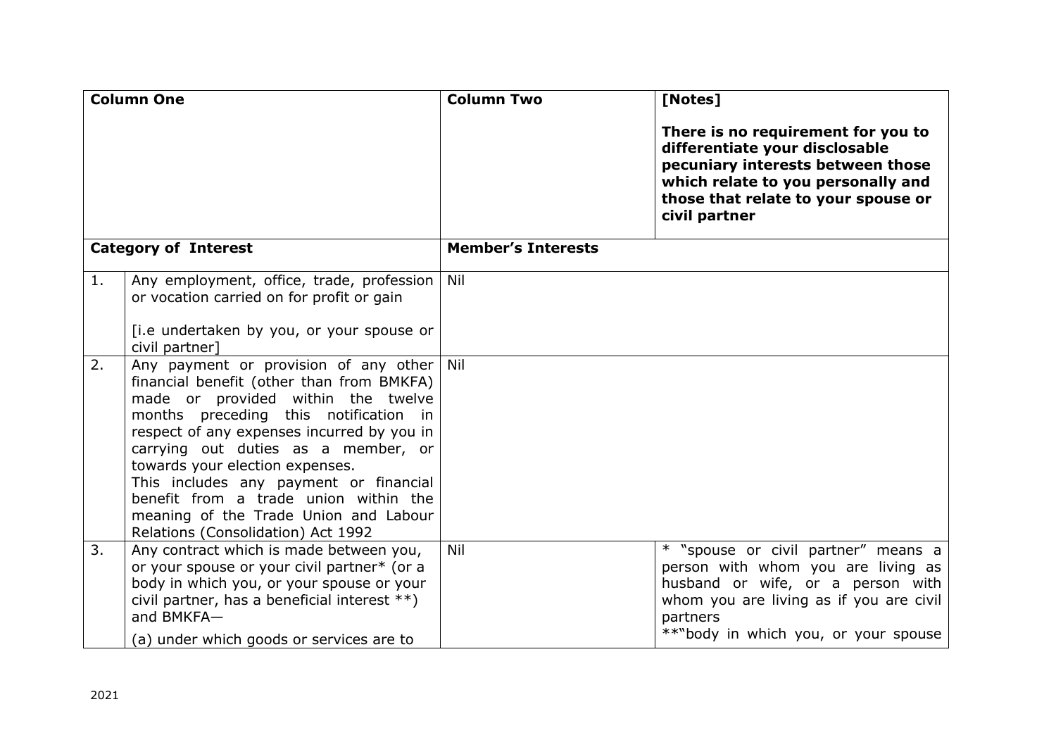| Column One | | Column Two | [Notes]<br><br>**There is no requirement for you to differentiate your disclosable pecuniary interests between those which relate to you personally and those that relate to your spouse or civil partner** |
|---|---|---|---|
| **Category of Interest** | | **Member's Interests** | |
| 1. | Any employment, office, trade, profession or vocation carried on for profit or gain<br><br>[i.e undertaken by you, or your spouse or civil partner] | Nil | |
| 2. | Any payment or provision of any other financial benefit (other than from BMKFA) made or provided within the twelve months preceding this notification in respect of any expenses incurred by you in carrying out duties as a member, or towards your election expenses.<br>This includes any payment or financial benefit from a trade union within the meaning of the Trade Union and Labour Relations (Consolidation) Act 1992 | Nil | |
| 3. | Any contract which is made between you, or your spouse or your civil partner* (or a body in which you, or your spouse or your civil partner, has a beneficial interest **) and BMKFA—<br>(a) under which goods or services are to | Nil | * "spouse or civil partner" means a person with whom you are living as husband or wife, or a person with whom you are living as if you are civil partners<br>**"body in which you, or your spouse |

2021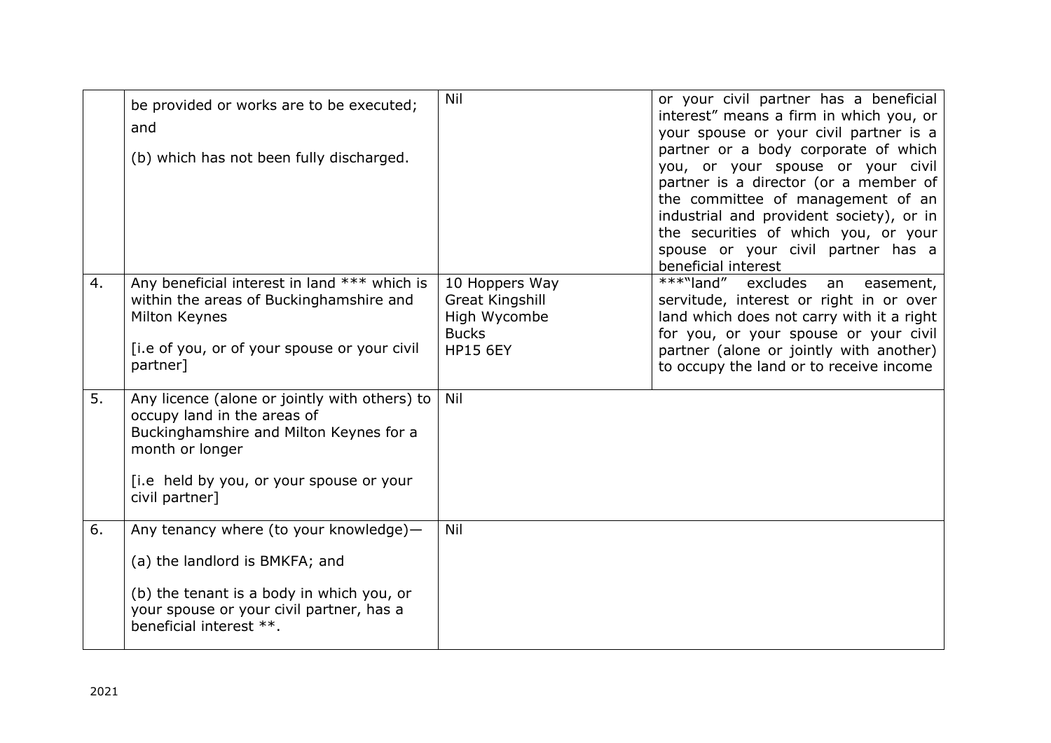| | | | |
|---|---|---|---|
| | be provided or works are to be executed; and<br><br>(b) which has not been fully discharged. | Nil | or your civil partner has a beneficial interest" means a firm in which you, or your spouse or your civil partner is a partner or a body corporate of which you, or your spouse or your civil partner is a director (or a member of the committee of management of an industrial and provident society), or in the securities of which you, or your spouse or your civil partner has a beneficial interest |
| 4. | Any beneficial interest in land *** which is within the areas of Buckinghamshire and Milton Keynes<br><br>[i.e of you, or of your spouse or your civil partner] | 10 Hoppers Way<br>Great Kingshill<br>High Wycombe<br>Bucks<br>HP15 6EY | ***"land" excludes an easement, servitude, interest or right in or over land which does not carry with it a right for you, or your spouse or your civil partner (alone or jointly with another) to occupy the land or to receive income |
| 5. | Any licence (alone or jointly with others) to occupy land in the areas of Buckinghamshire and Milton Keynes for a month or longer<br><br>[i.e held by you, or your spouse or your civil partner] | Nil | |
| 6. | Any tenancy where (to your knowledge)—<br><br>(a) the landlord is BMKFA; and<br><br>(b) the tenant is a body in which you, or your spouse or your civil partner, has a beneficial interest **. | Nil | |

2021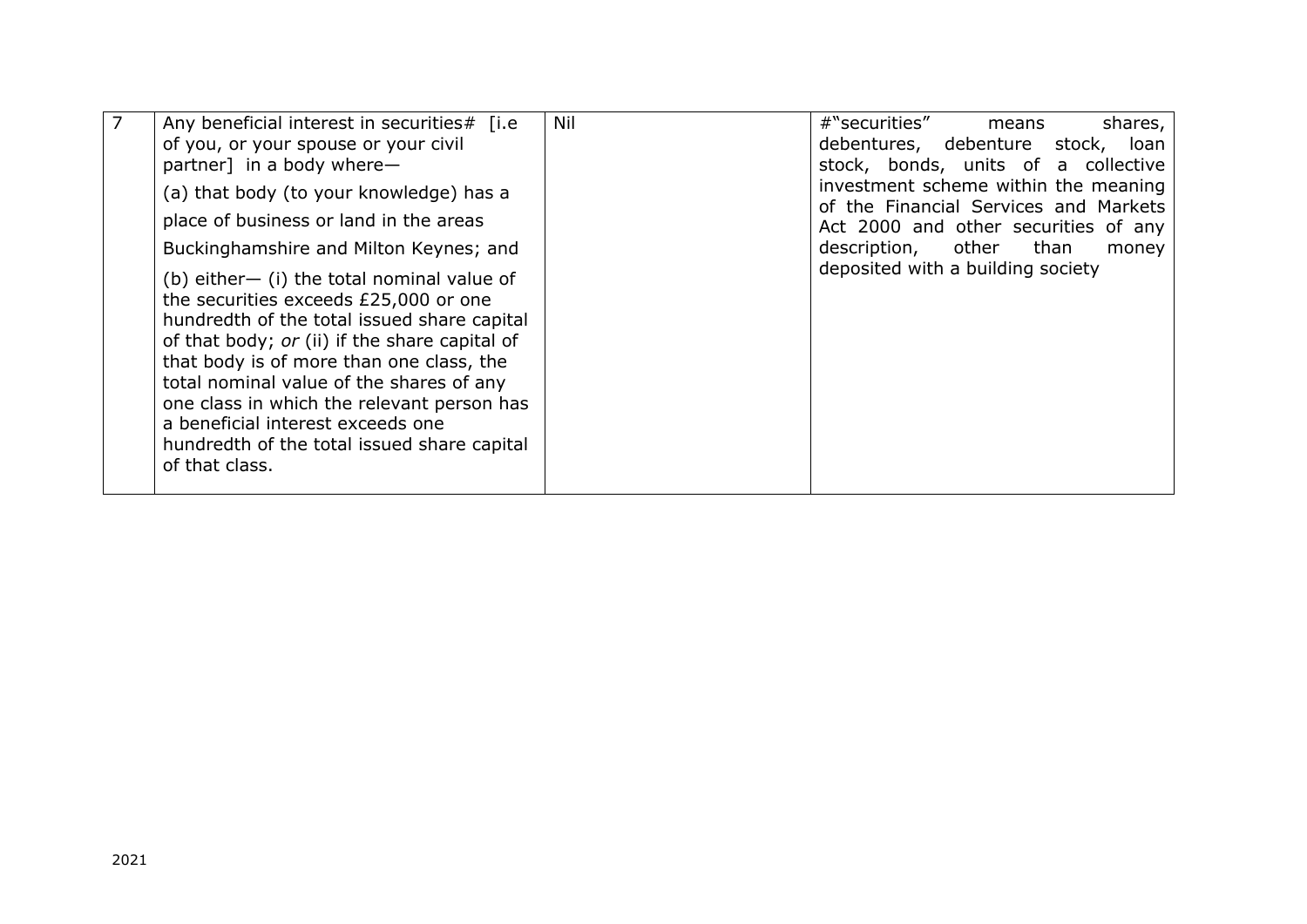| | | | |
|---|---|---|---|
| 7 | Any beneficial interest in securities# [i.e of you, or your spouse or your civil partner] in a body where—<br>(a) that body (to your knowledge) has a place of business or land in the areas Buckinghamshire and Milton Keynes; and<br>(b) either— (i) the total nominal value of the securities exceeds £25,000 or one hundredth of the total issued share capital of that body; *or* (ii) if the share capital of that body is of more than one class, the total nominal value of the shares of any one class in which the relevant person has a beneficial interest exceeds one hundredth of the total issued share capital of that class. | Nil | #"securities" means shares, debentures, debenture stock, loan stock, bonds, units of a collective investment scheme within the meaning of the Financial Services and Markets Act 2000 and other securities of any description, other than money deposited with a building society |

2021